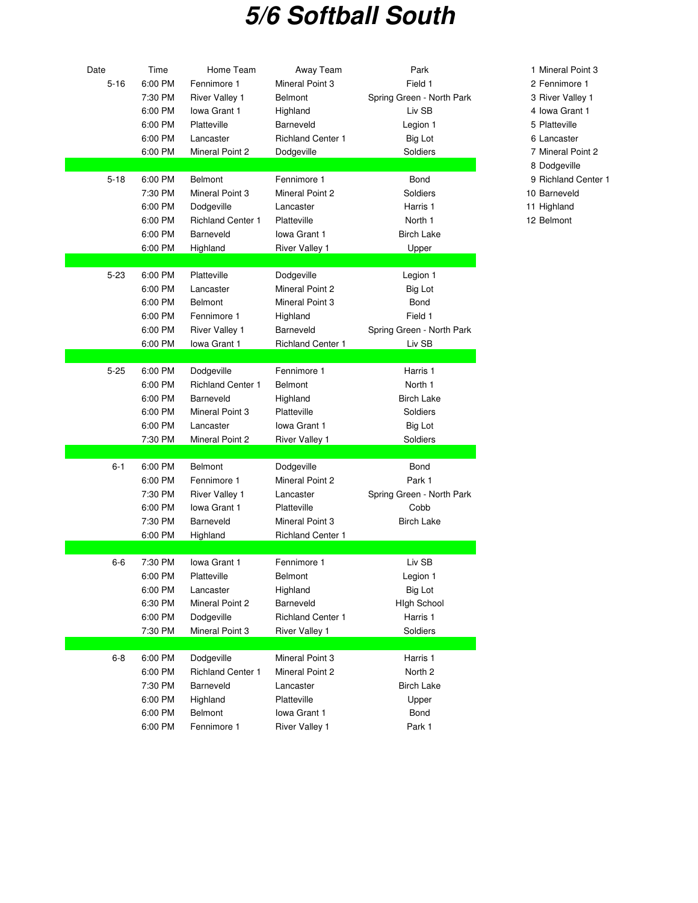# 5/6 Softball South

| Date | Time | Home Team | Away Team | Park |
|---|---|---|---|---|
| 5-16 | 6:00 PM | Fennimore 1 | Mineral Point 3 | Field 1 |
| | 7:30 PM | River Valley 1 | Belmont | Spring Green - North Park |
| | 6:00 PM | Iowa Grant 1 | Highland | Liv SB |
| | 6:00 PM | Platteville | Barneveld | Legion 1 |
| | 6:00 PM | Lancaster | Richland Center 1 | Big Lot |
| | 6:00 PM | Mineral Point 2 | Dodgeville | Soldiers |
| 5-18 | 6:00 PM | Belmont | Fennimore 1 | Bond |
| | 7:30 PM | Mineral Point 3 | Mineral Point 2 | Soldiers |
| | 6:00 PM | Dodgeville | Lancaster | Harris 1 |
| | 6:00 PM | Richland Center 1 | Platteville | North 1 |
| | 6:00 PM | Barneveld | Iowa Grant 1 | Birch Lake |
| | 6:00 PM | Highland | River Valley 1 | Upper |
| 5-23 | 6:00 PM | Platteville | Dodgeville | Legion 1 |
| | 6:00 PM | Lancaster | Mineral Point 2 | Big Lot |
| | 6:00 PM | Belmont | Mineral Point 3 | Bond |
| | 6:00 PM | Fennimore 1 | Highland | Field 1 |
| | 6:00 PM | River Valley 1 | Barneveld | Spring Green - North Park |
| | 6:00 PM | Iowa Grant 1 | Richland Center 1 | Liv SB |
| 5-25 | 6:00 PM | Dodgeville | Fennimore 1 | Harris 1 |
| | 6:00 PM | Richland Center 1 | Belmont | North 1 |
| | 6:00 PM | Barneveld | Highland | Birch Lake |
| | 6:00 PM | Mineral Point 3 | Platteville | Soldiers |
| | 6:00 PM | Lancaster | Iowa Grant 1 | Big Lot |
| | 7:30 PM | Mineral Point 2 | River Valley 1 | Soldiers |
| 6-1 | 6:00 PM | Belmont | Dodgeville | Bond |
| | 6:00 PM | Fennimore 1 | Mineral Point 2 | Park 1 |
| | 7:30 PM | River Valley 1 | Lancaster | Spring Green - North Park |
| | 6:00 PM | Iowa Grant 1 | Platteville | Cobb |
| | 7:30 PM | Barneveld | Mineral Point 3 | Birch Lake |
| | 6:00 PM | Highland | Richland Center 1 | |
| 6-6 | 7:30 PM | Iowa Grant 1 | Fennimore 1 | Liv SB |
| | 6:00 PM | Platteville | Belmont | Legion 1 |
| | 6:00 PM | Lancaster | Highland | Big Lot |
| | 6:30 PM | Mineral Point 2 | Barneveld | HIgh School |
| | 6:00 PM | Dodgeville | Richland Center 1 | Harris 1 |
| | 7:30 PM | Mineral Point 3 | River Valley 1 | Soldiers |
| 6-8 | 6:00 PM | Dodgeville | Mineral Point 3 | Harris 1 |
| | 6:00 PM | Richland Center 1 | Mineral Point 2 | North 2 |
| | 7:30 PM | Barneveld | Lancaster | Birch Lake |
| | 6:00 PM | Highland | Platteville | Upper |
| | 6:00 PM | Belmont | Iowa Grant 1 | Bond |
| | 6:00 PM | Fennimore 1 | River Valley 1 | Park 1 |

1 Mineral Point 3
2 Fennimore 1
3 River Valley 1
4 Iowa Grant 1
5 Platteville
6 Lancaster
7 Mineral Point 2
8 Dodgeville
9 Richland Center 1
10 Barneveld
11 Highland
12 Belmont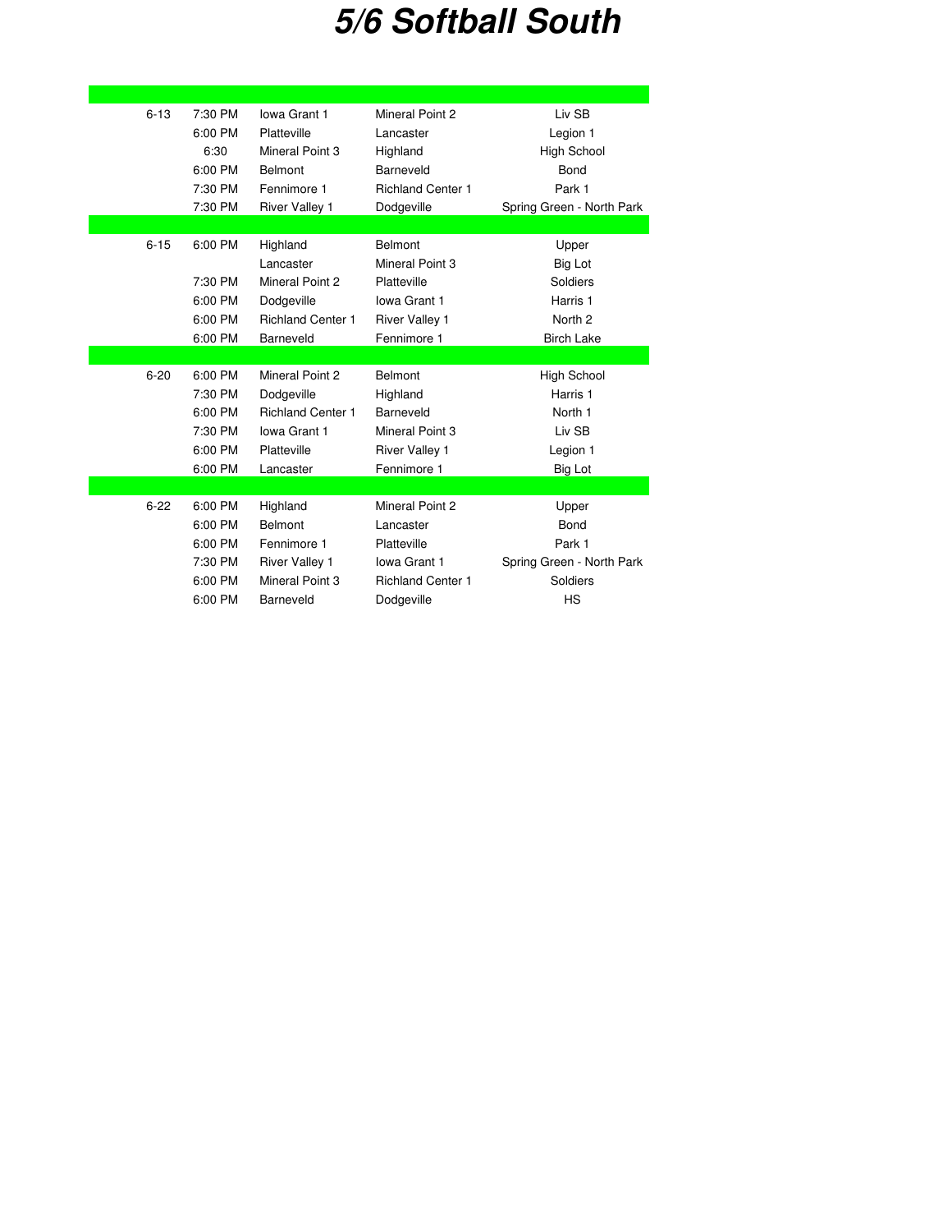# 5/6 Softball South

| | | | | |
|---|---|---|---|---|
| 6-13 | 7:30 PM | Iowa Grant 1 | Mineral Point 2 | Liv SB |
| | 6:00 PM | Platteville | Lancaster | Legion 1 |
| | 6:30 | Mineral Point 3 | Highland | High School |
| | 6:00 PM | Belmont | Barneveld | Bond |
| | 7:30 PM | Fennimore 1 | Richland Center 1 | Park 1 |
| | 7:30 PM | River Valley 1 | Dodgeville | Spring Green - North Park |
| | | | | |
| 6-15 | 6:00 PM | Highland | Belmont | Upper |
| | | Lancaster | Mineral Point 3 | Big Lot |
| | 7:30 PM | Mineral Point 2 | Platteville | Soldiers |
| | 6:00 PM | Dodgeville | Iowa Grant 1 | Harris 1 |
| | 6:00 PM | Richland Center 1 | River Valley 1 | North 2 |
| | 6:00 PM | Barneveld | Fennimore 1 | Birch Lake |
| | | | | |
| 6-20 | 6:00 PM | Mineral Point 2 | Belmont | High School |
| | 7:30 PM | Dodgeville | Highland | Harris 1 |
| | 6:00 PM | Richland Center 1 | Barneveld | North 1 |
| | 7:30 PM | Iowa Grant 1 | Mineral Point 3 | Liv SB |
| | 6:00 PM | Platteville | River Valley 1 | Legion 1 |
| | 6:00 PM | Lancaster | Fennimore 1 | Big Lot |
| | | | | |
| 6-22 | 6:00 PM | Highland | Mineral Point 2 | Upper |
| | 6:00 PM | Belmont | Lancaster | Bond |
| | 6:00 PM | Fennimore 1 | Platteville | Park 1 |
| | 7:30 PM | River Valley 1 | Iowa Grant 1 | Spring Green - North Park |
| | 6:00 PM | Mineral Point 3 | Richland Center 1 | Soldiers |
| | 6:00 PM | Barneveld | Dodgeville | HS |